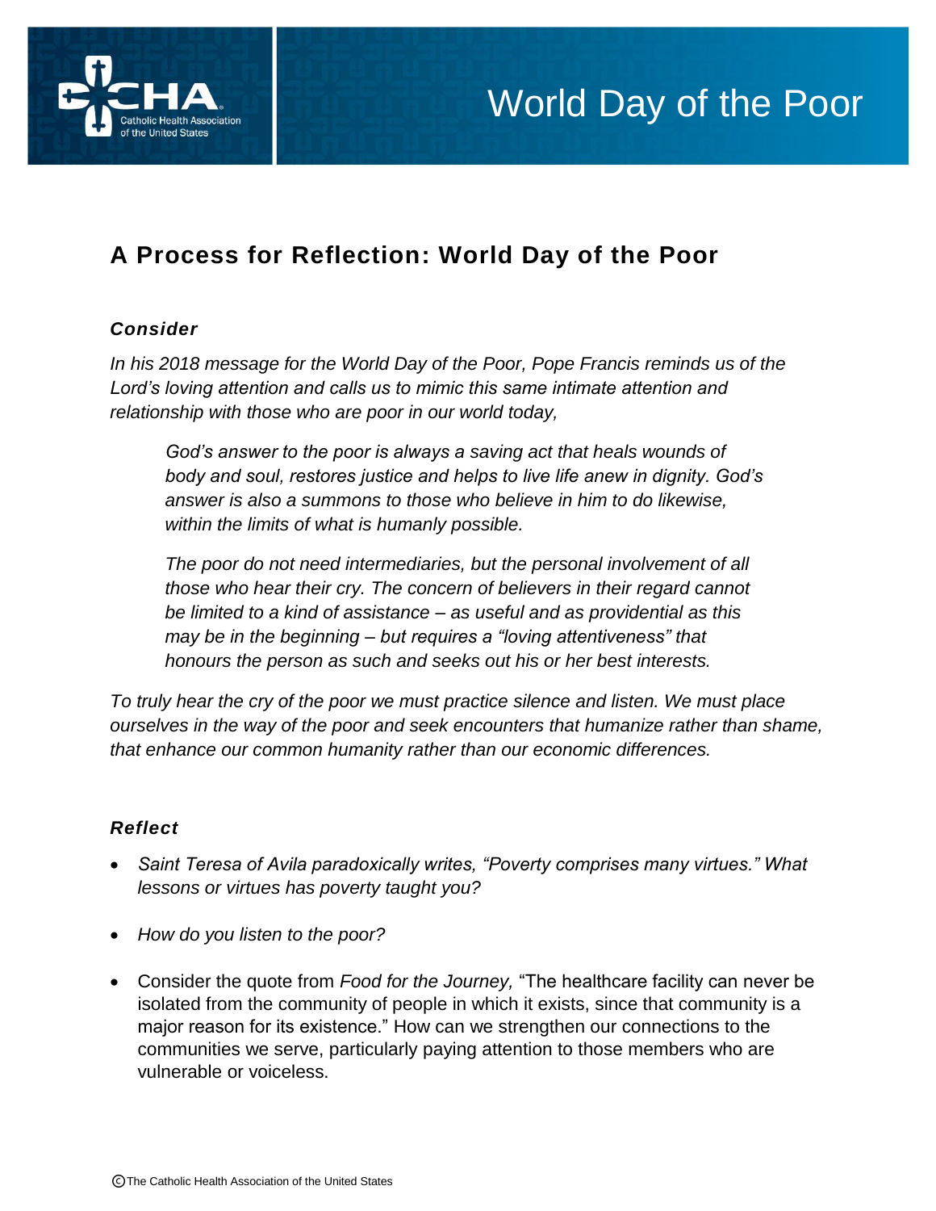# World Day of the Poor

## A Process for Reflection: World Day of the Poor

### *Consider*

*In his 2018 message for the World Day of the Poor, Pope Francis reminds us of the Lord's loving attention and calls us to mimic this same intimate attention and relationship with those who are poor in our world today,*

> *God's answer to the poor is always a saving act that heals wounds of body and soul, restores justice and helps to live life anew in dignity. God's answer is also a summons to those who believe in him to do likewise, within the limits of what is humanly possible.*
>
> *The poor do not need intermediaries, but the personal involvement of all those who hear their cry. The concern of believers in their regard cannot be limited to a kind of assistance – as useful and as providential as this may be in the beginning – but requires a "loving attentiveness" that honours the person as such and seeks out his or her best interests.*

*To truly hear the cry of the poor we must practice silence and listen. We must place ourselves in the way of the poor and seek encounters that humanize rather than shame, that enhance our common humanity rather than our economic differences.*

### *Reflect*

- *Saint Teresa of Avila paradoxically writes, "Poverty comprises many virtues." What lessons or virtues has poverty taught you?*
- *How do you listen to the poor?*
- Consider the quote from *Food for the Journey,* "The healthcare facility can never be isolated from the community of people in which it exists, since that community is a major reason for its existence." How can we strengthen our connections to the communities we serve, particularly paying attention to those members who are vulnerable or voiceless.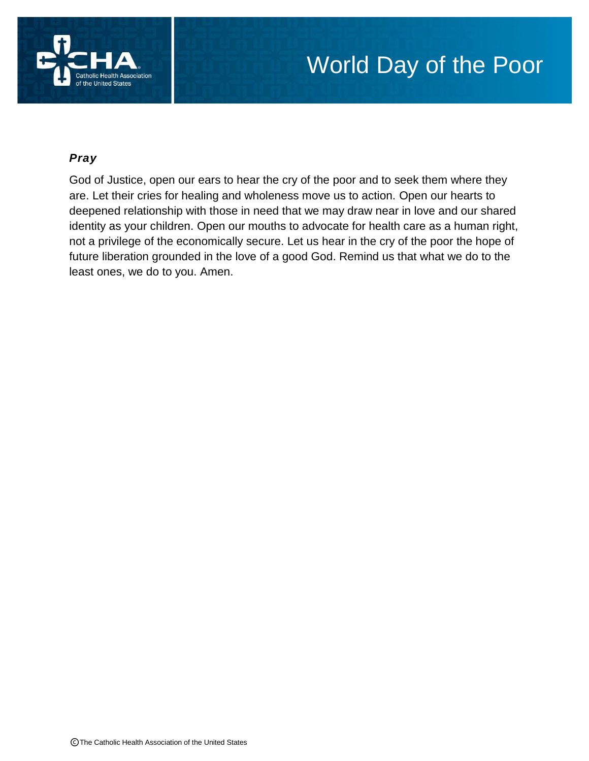# World Day of the Poor

***Pray***

God of Justice, open our ears to hear the cry of the poor and to seek them where they are. Let their cries for healing and wholeness move us to action. Open our hearts to deepened relationship with those in need that we may draw near in love and our shared identity as your children. Open our mouths to advocate for health care as a human right, not a privilege of the economically secure. Let us hear in the cry of the poor the hope of future liberation grounded in the love of a good God. Remind us that what we do to the least ones, we do to you. Amen.